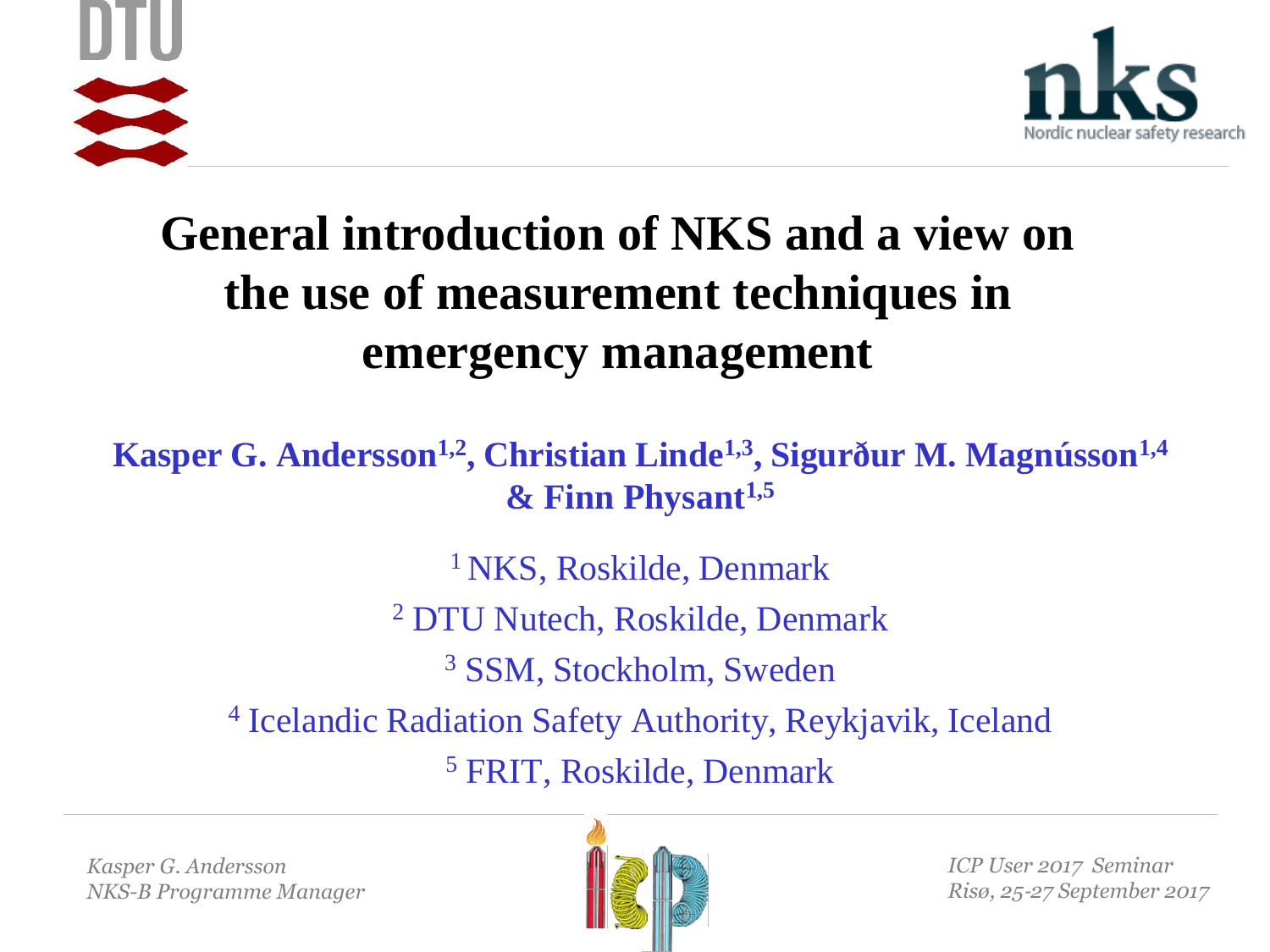# General introduction of NKS and a view on the use of measurement techniques in emergency management

**Kasper G. Andersson[1,2], Christian Linde[1,3], Sigurður M. Magnússon[1,4] & Finn Physant[1,5]**

[1] NKS, Roskilde, Denmark

[2] DTU Nutech, Roskilde, Denmark

[3] SSM, Stockholm, Sweden

[4] Icelandic Radiation Safety Authority, Reykjavik, Iceland

[5] FRIT, Roskilde, Denmark

*Kasper G. Andersson*
*NKS-B Programme Manager*

*ICP User 2017 Seminar*
*Risø, 25-27 September 2017*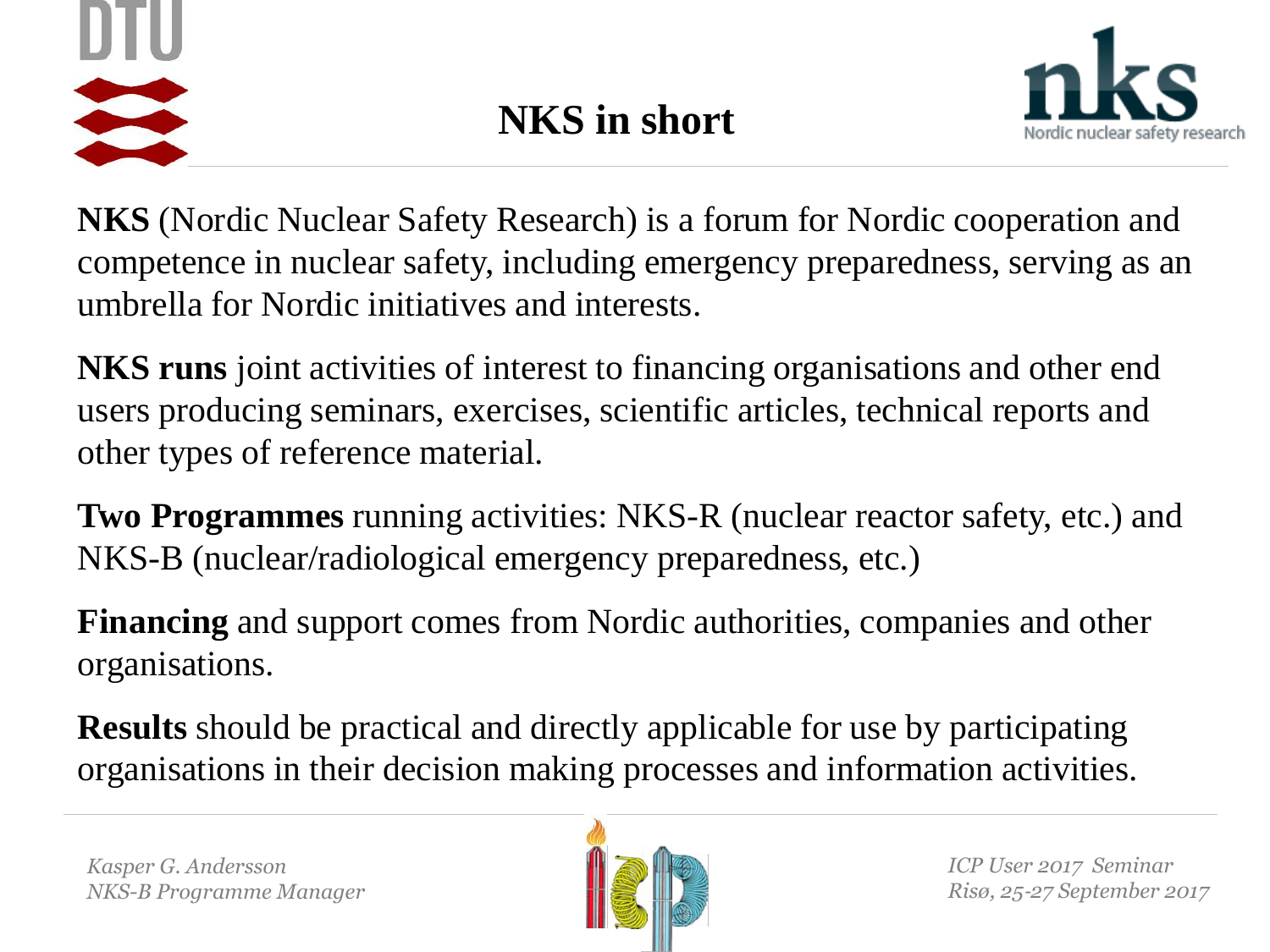# NKS in short

**NKS** (Nordic Nuclear Safety Research) is a forum for Nordic cooperation and competence in nuclear safety, including emergency preparedness, serving as an umbrella for Nordic initiatives and interests.

**NKS runs** joint activities of interest to financing organisations and other end users producing seminars, exercises, scientific articles, technical reports and other types of reference material.

**Two Programmes** running activities: NKS-R (nuclear reactor safety, etc.) and NKS-B (nuclear/radiological emergency preparedness, etc.)

**Financing** and support comes from Nordic authorities, companies and other organisations.

**Results** should be practical and directly applicable for use by participating organisations in their decision making processes and information activities.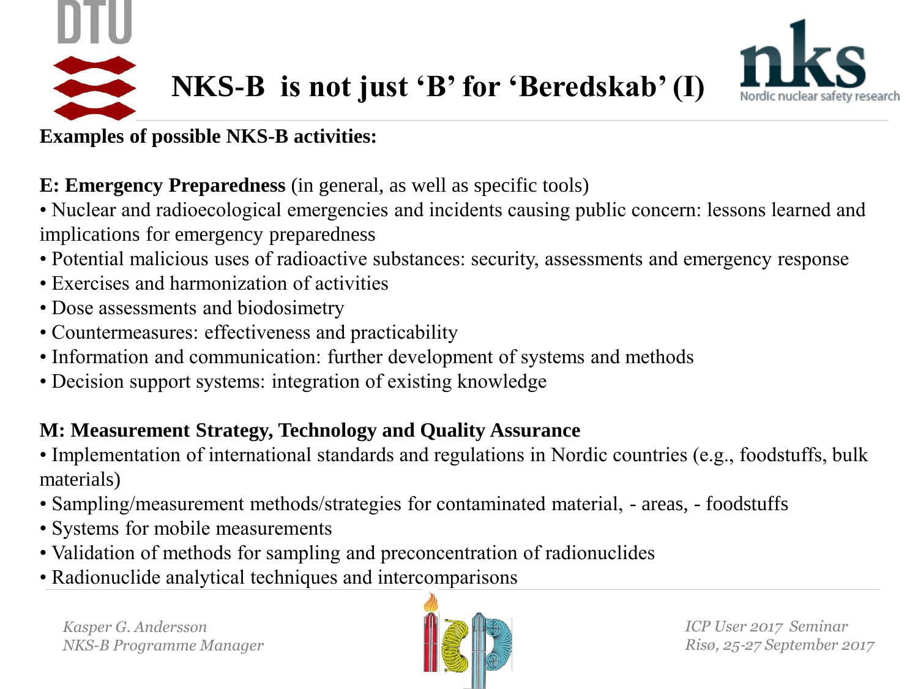# NKS-B is not just 'B' for 'Beredskab' (I)

**Examples of possible NKS-B activities:**

**E: Emergency Preparedness** (in general, as well as specific tools)

- Nuclear and radioecological emergencies and incidents causing public concern: lessons learned and implications for emergency preparedness
- Potential malicious uses of radioactive substances: security, assessments and emergency response
- Exercises and harmonization of activities
- Dose assessments and biodosimetry
- Countermeasures: effectiveness and practicability
- Information and communication: further development of systems and methods
- Decision support systems: integration of existing knowledge

**M: Measurement Strategy, Technology and Quality Assurance**

- Implementation of international standards and regulations in Nordic countries (e.g., foodstuffs, bulk materials)
- Sampling/measurement methods/strategies for contaminated material, - areas, - foodstuffs
- Systems for mobile measurements
- Validation of methods for sampling and preconcentration of radionuclides
- Radionuclide analytical techniques and intercomparisons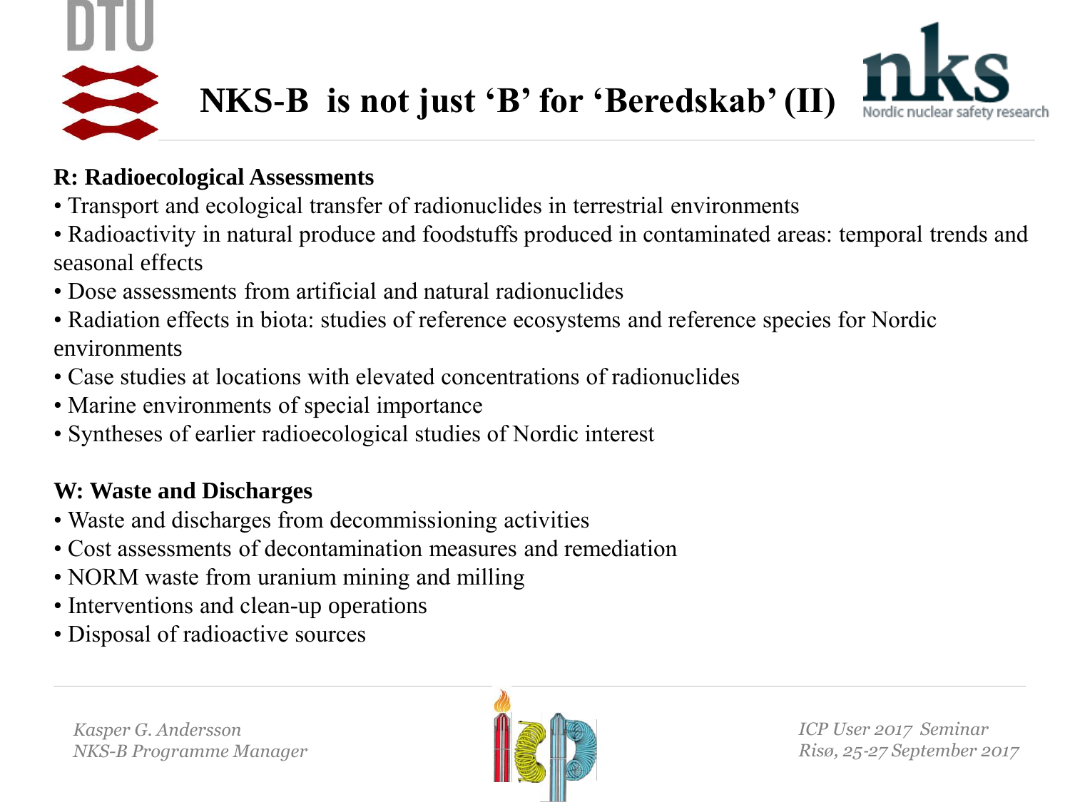# NKS-B is not just 'B' for 'Beredskab' (II)

**R: Radioecological Assessments**

- Transport and ecological transfer of radionuclides in terrestrial environments
- Radioactivity in natural produce and foodstuffs produced in contaminated areas: temporal trends and seasonal effects
- Dose assessments from artificial and natural radionuclides
- Radiation effects in biota: studies of reference ecosystems and reference species for Nordic environments
- Case studies at locations with elevated concentrations of radionuclides
- Marine environments of special importance
- Syntheses of earlier radioecological studies of Nordic interest

**W: Waste and Discharges**

- Waste and discharges from decommissioning activities
- Cost assessments of decontamination measures and remediation
- NORM waste from uranium mining and milling
- Interventions and clean-up operations
- Disposal of radioactive sources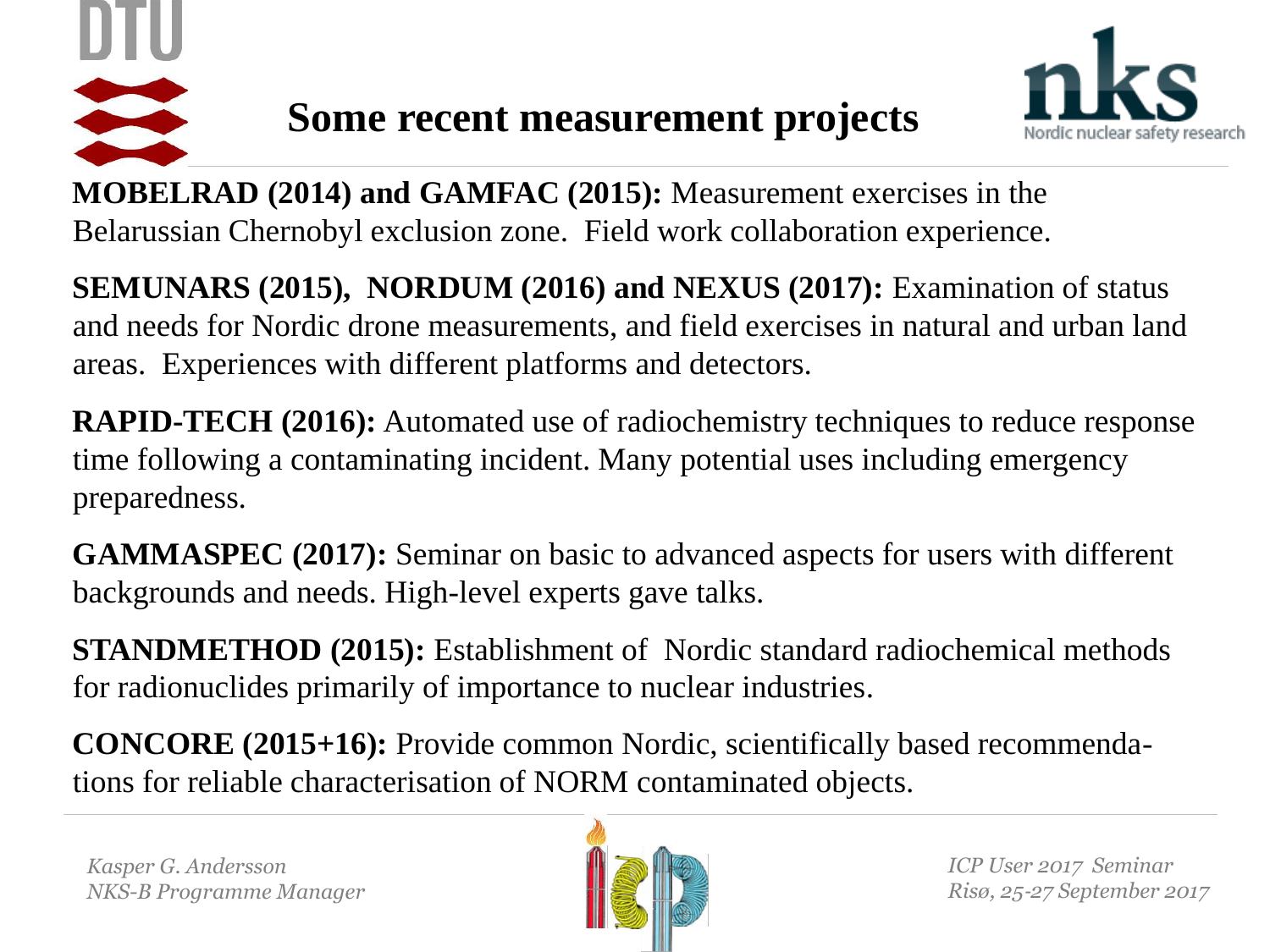# Some recent measurement projects

**MOBELRAD (2014) and GAMFAC (2015):** Measurement exercises in the Belarussian Chernobyl exclusion zone. Field work collaboration experience.

**SEMUNARS (2015), NORDUM (2016) and NEXUS (2017):** Examination of status and needs for Nordic drone measurements, and field exercises in natural and urban land areas. Experiences with different platforms and detectors.

**RAPID-TECH (2016):** Automated use of radiochemistry techniques to reduce response time following a contaminating incident. Many potential uses including emergency preparedness.

**GAMMASPEC (2017):** Seminar on basic to advanced aspects for users with different backgrounds and needs. High-level experts gave talks.

**STANDMETHOD (2015):** Establishment of Nordic standard radiochemical methods for radionuclides primarily of importance to nuclear industries.

**CONCORE (2015+16):** Provide common Nordic, scientifically based recommendations for reliable characterisation of NORM contaminated objects.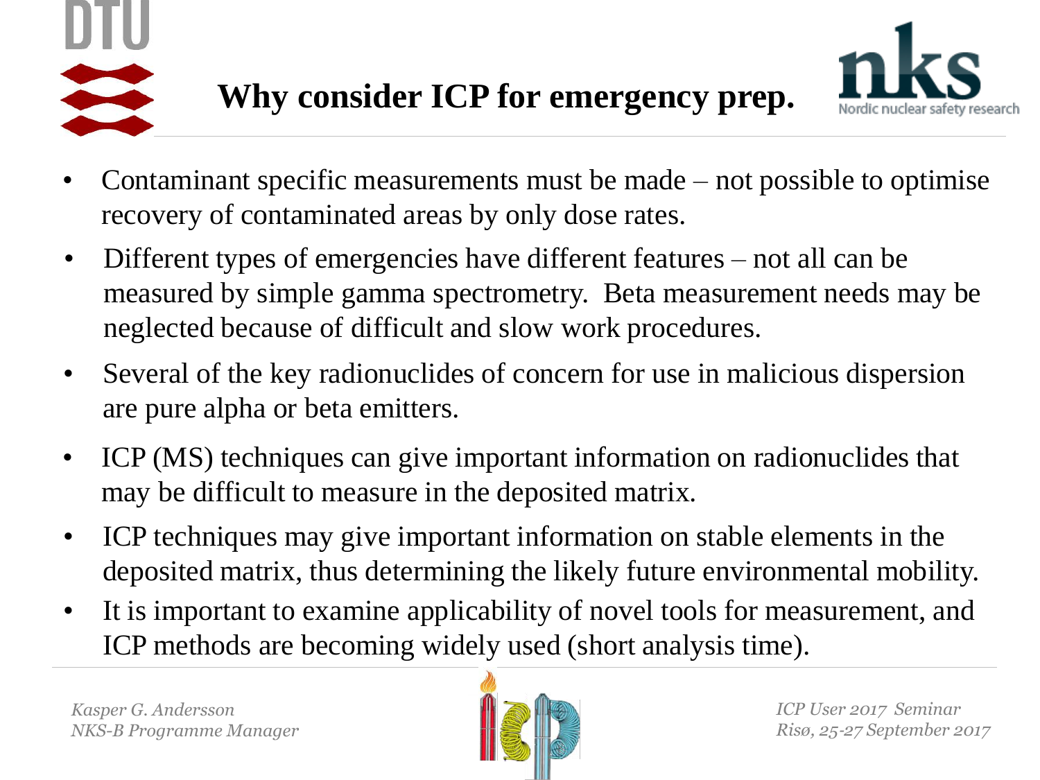# Why consider ICP for emergency prep.

- Contaminant specific measurements must be made – not possible to optimise recovery of contaminated areas by only dose rates.
- Different types of emergencies have different features – not all can be measured by simple gamma spectrometry. Beta measurement needs may be neglected because of difficult and slow work procedures.
- Several of the key radionuclides of concern for use in malicious dispersion are pure alpha or beta emitters.
- ICP (MS) techniques can give important information on radionuclides that may be difficult to measure in the deposited matrix.
- ICP techniques may give important information on stable elements in the deposited matrix, thus determining the likely future environmental mobility.
- It is important to examine applicability of novel tools for measurement, and ICP methods are becoming widely used (short analysis time).

*Kasper G. Andersson*
*NKS-B Programme Manager*

*ICP User 2017 Seminar*
*Risø, 25-27 September 2017*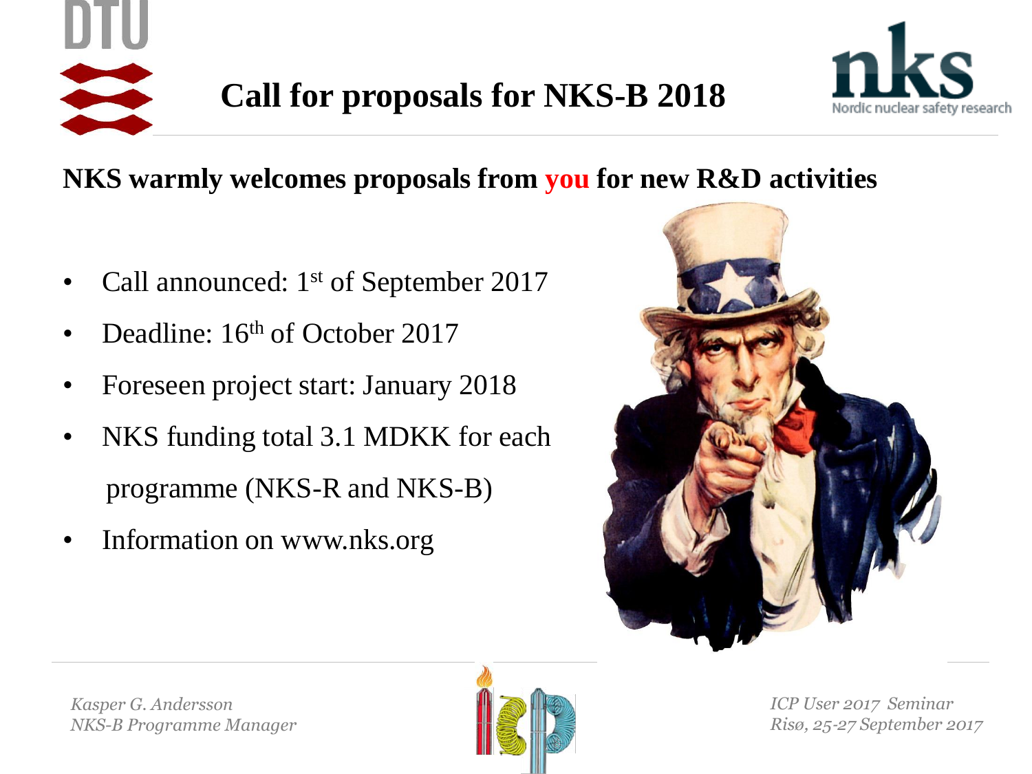# Call for proposals for NKS-B 2018

**NKS warmly welcomes proposals from you for new R&D activities**

- Call announced: 1st of September 2017
- Deadline: 16th of October 2017
- Foreseen project start: January 2018
- NKS funding total 3.1 MDKK for each programme (NKS-R and NKS-B)
- Information on www.nks.org

*Kasper G. Andersson*
*NKS-B Programme Manager*

*ICP User 2017 Seminar*
*Risø, 25-27 September 2017*